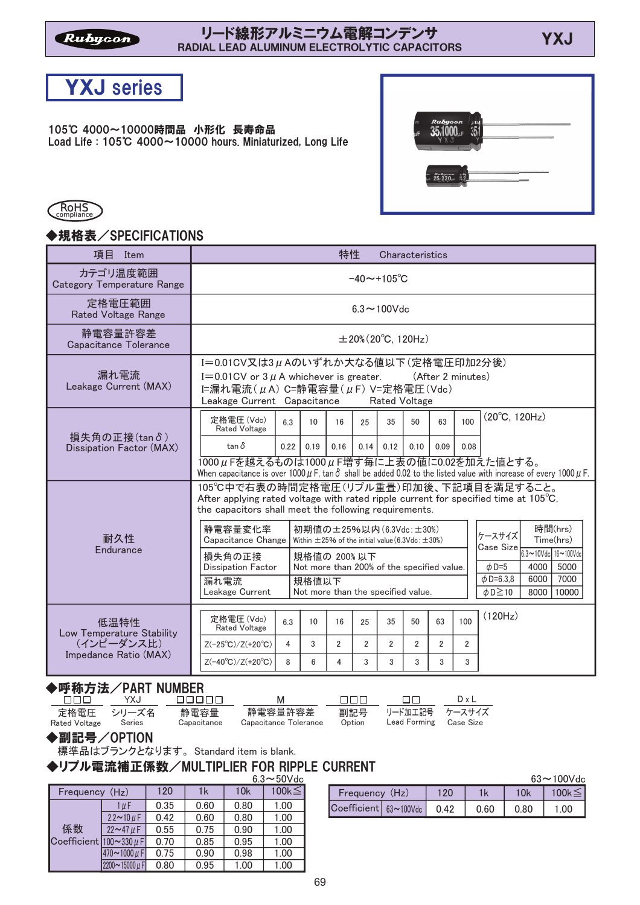# リード線形アルミニウム電解コンデンサ
RADIAL LEAD ALUMINUM ELECTROLYTIC CAPACITORS

YXJ

## YXJ series

105℃ 4000〜10000時間品　小形化　長寿命品
Load Life : 105℃ 4000〜10000 hours. Miniaturized, Long Life

RoHS compliance

## ◆規格表／SPECIFICATIONS

| 項目　Item | 特性　Characteristics |
|---|---|
| カテゴリ温度範囲 Category Temperature Range | −40〜+105℃ |
| 定格電圧範囲 Rated Voltage Range | 6.3〜100Vdc |
| 静電容量許容差 Capacitance Tolerance | ±20%(20℃, 120Hz) |
| 漏れ電流 Leakage Current (MAX) | I=0.01CV又は3μAのいずれか大なる値以下(定格電圧印加2分後)<br>I=0.01CV or 3μA whichever is greater.　(After 2 minutes)<br>I=漏れ電流(μA) C=静電容量(μF) V=定格電圧(Vdc)<br>Leakage Current　Capacitance　Rated Voltage |

**損失角の正接(tanδ) Dissipation Factor (MAX)** (20℃, 120Hz)

| 定格電圧(Vdc) Rated Voltage | 6.3 | 10 | 16 | 25 | 35 | 50 | 63 | 100 |
|---|---|---|---|---|---|---|---|---|
| tanδ | 0.22 | 0.19 | 0.16 | 0.14 | 0.12 | 0.10 | 0.09 | 0.08 |

1000μFを越えるものは1000μF増す毎に上表の値に0.02を加えた値とする。
When capacitance is over 1000μF, tanδ shall be added 0.02 to the listed value with increase of every 1000μF.

**耐久性 Endurance**

105℃中で右表の時間定格電圧(リプル重畳)印加後、下記項目を満足すること。
After applying rated voltage with rated ripple current for specified time at 105℃, the capacitors shall meet the following requirements.

| 静電容量変化率 Capacitance Change | 初期値の±25%以内(6.3Vdc:±30%) Within ±25% of the initial value (6.3Vdc:±30%) |
|---|---|
| 損失角の正接 Dissipation Factor | 規格値の 200% 以下 Not more than 200% of the specified value. |
| 漏れ電流 Leakage Current | 規格値以下 Not more than the specified value. |

| ケースサイズ Case Size | 時間(hrs) Time(hrs) 6.3〜10Vdc | 16〜100Vdc |
|---|---|---|
| φD=5 | 4000 | 5000 |
| φD=6.3,8 | 6000 | 7000 |
| φD≧10 | 8000 | 10000 |

**低温特性 Low Temperature Stability (インピーダンス比) Impedance Ratio (MAX)** (120Hz)

| 定格電圧(Vdc) Rated Voltage | 6.3 | 10 | 16 | 25 | 35 | 50 | 63 | 100 |
|---|---|---|---|---|---|---|---|---|
| Z(−25℃)/Z(+20℃) | 4 | 3 | 2 | 2 | 2 | 2 | 2 | 2 |
| Z(−40℃)/Z(+20℃) | 8 | 6 | 4 | 3 | 3 | 3 | 3 | 3 |

## ◆呼称方法／PART NUMBER

| □□□ | YXJ | □□□□□ | M | □□□ | □□ | D x L |
|---|---|---|---|---|---|---|
| 定格電圧 Rated Voltage | シリーズ名 Series | 静電容量 Capacitance | 静電容量許容差 Capacitance Tolerance | 副記号 Option | リード加工記号 Lead Forming | ケースサイズ Case Size |

## ◆副記号／OPTION

標準品はブランクとなります。Standard item is blank.

## ◆リプル電流補正係数／MULTIPLIER FOR RIPPLE CURRENT

6.3〜50Vdc

| Frequency (Hz) | | 120 | 1k | 10k | 100k≦ |
|---|---|---|---|---|---|
| 係数 Coefficient | 1μF | 0.35 | 0.60 | 0.80 | 1.00 |
| | 2.2〜10μF | 0.42 | 0.60 | 0.80 | 1.00 |
| | 22〜47μF | 0.55 | 0.75 | 0.90 | 1.00 |
| | 100〜330μF | 0.70 | 0.85 | 0.95 | 1.00 |
| | 470〜1000μF | 0.75 | 0.90 | 0.98 | 1.00 |
| | 2200〜15000μF | 0.80 | 0.95 | 1.00 | 1.00 |

63〜100Vdc

| Frequency (Hz) | | 120 | 1k | 10k | 100k≦ |
|---|---|---|---|---|---|
| Coefficient | 63〜100Vdc | 0.42 | 0.60 | 0.80 | 1.00 |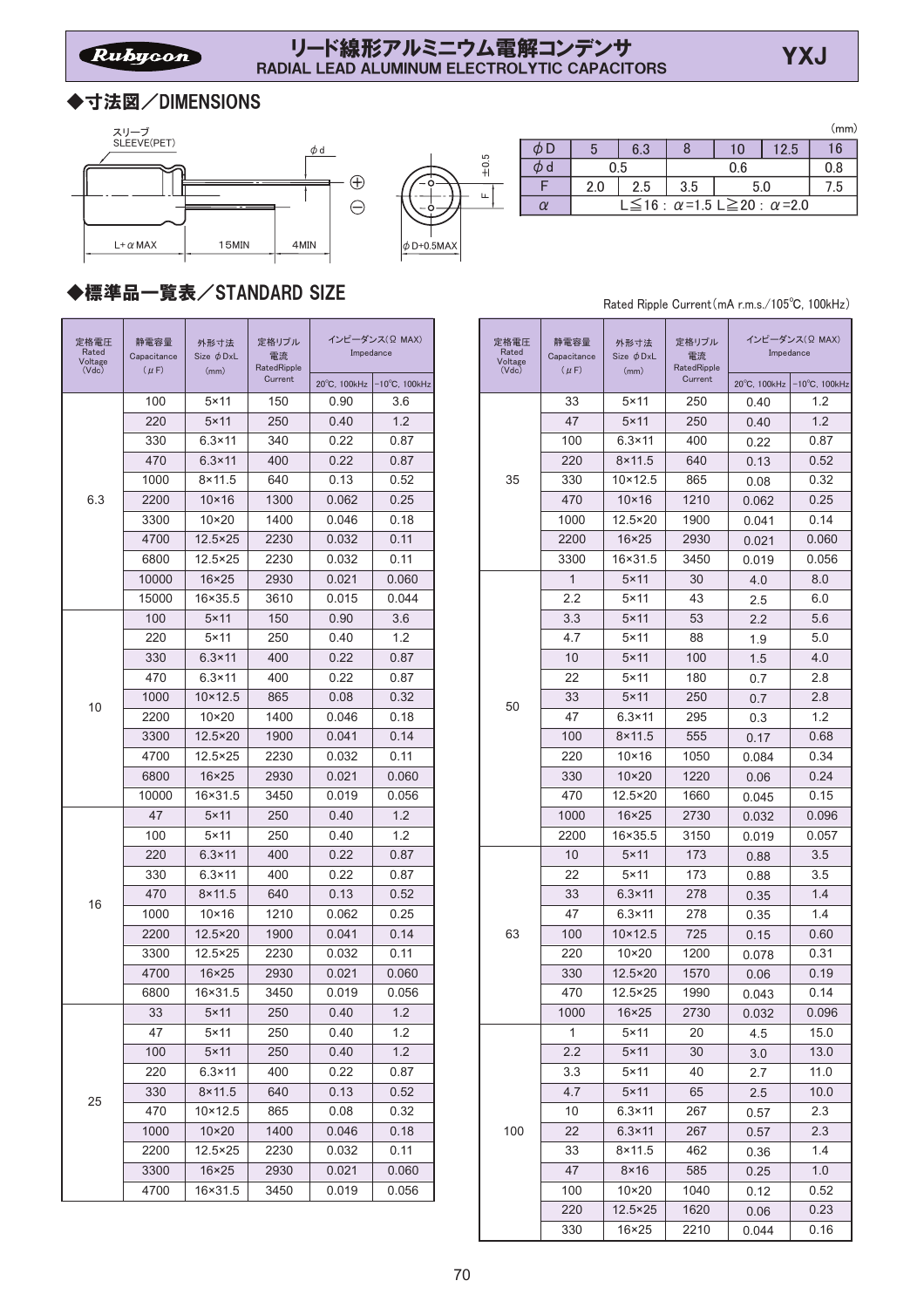# リード線形アルミニウム電解コンデンサ
## RADIAL LEAD ALUMINUM ELECTROLYTIC CAPACITORS

**Rubycon** **YXJ**

## ◆寸法図／DIMENSIONS

スリーブ
SLEEVE(PET)

φd

⊕

⊖

L+α MAX　15MIN　4MIN

φD+0.5MAX

F ±0.5

(mm)

| φD | 5 | 6.3 | 8 | 10 | 12.5 | 16 |
|---|---|---|---|---|---|---|
| φd | 0.5 | | 0.6 | | | 0.8 |
| F | 2.0 | 2.5 | 3.5 | 5.0 | | 7.5 |
| α | L≦16：α=1.5 L≧20：α=2.0 | | | | | |

## ◆標準品一覧表／STANDARD SIZE

Rated Ripple Current(mA r.m.s./105℃, 100kHz)

| 定格電圧 Rated Voltage (Vdc) | 静電容量 Capacitance (μF) | 外形寸法 Size φDxL (mm) | 定格リプル電流 RatedRipple Current | インピーダンス(Ω MAX) Impedance | |
|---|---|---|---|---|---|
| | | | | 20℃, 100kHz | −10℃, 100kHz |
| 6.3 | 100 | 5×11 | 150 | 0.90 | 3.6 |
| | 220 | 5×11 | 250 | 0.40 | 1.2 |
| | 330 | 6.3×11 | 340 | 0.22 | 0.87 |
| | 470 | 6.3×11 | 400 | 0.22 | 0.87 |
| | 1000 | 8×11.5 | 640 | 0.13 | 0.52 |
| | 2200 | 10×16 | 1300 | 0.062 | 0.25 |
| | 3300 | 10×20 | 1400 | 0.046 | 0.18 |
| | 4700 | 12.5×25 | 2230 | 0.032 | 0.11 |
| | 6800 | 12.5×25 | 2230 | 0.032 | 0.11 |
| | 10000 | 16×25 | 2930 | 0.021 | 0.060 |
| | 15000 | 16×35.5 | 3610 | 0.015 | 0.044 |
| 10 | 100 | 5×11 | 150 | 0.90 | 3.6 |
| | 220 | 5×11 | 250 | 0.40 | 1.2 |
| | 330 | 6.3×11 | 400 | 0.22 | 0.87 |
| | 470 | 6.3×11 | 400 | 0.22 | 0.87 |
| | 1000 | 10×12.5 | 865 | 0.08 | 0.32 |
| | 2200 | 10×20 | 1400 | 0.046 | 0.18 |
| | 3300 | 12.5×20 | 1900 | 0.041 | 0.14 |
| | 4700 | 12.5×25 | 2230 | 0.032 | 0.11 |
| | 6800 | 16×25 | 2930 | 0.021 | 0.060 |
| | 10000 | 16×31.5 | 3450 | 0.019 | 0.056 |
| 16 | 47 | 5×11 | 250 | 0.40 | 1.2 |
| | 100 | 5×11 | 250 | 0.40 | 1.2 |
| | 220 | 6.3×11 | 400 | 0.22 | 0.87 |
| | 330 | 6.3×11 | 400 | 0.22 | 0.87 |
| | 470 | 8×11.5 | 640 | 0.13 | 0.52 |
| | 1000 | 10×16 | 1210 | 0.062 | 0.25 |
| | 2200 | 12.5×20 | 1900 | 0.041 | 0.14 |
| | 3300 | 12.5×25 | 2230 | 0.032 | 0.11 |
| | 4700 | 16×25 | 2930 | 0.021 | 0.060 |
| | 6800 | 16×31.5 | 3450 | 0.019 | 0.056 |
| 25 | 33 | 5×11 | 250 | 0.40 | 1.2 |
| | 47 | 5×11 | 250 | 0.40 | 1.2 |
| | 100 | 5×11 | 250 | 0.40 | 1.2 |
| | 220 | 6.3×11 | 400 | 0.22 | 0.87 |
| | 330 | 8×11.5 | 640 | 0.13 | 0.52 |
| | 470 | 10×12.5 | 865 | 0.08 | 0.32 |
| | 1000 | 10×20 | 1400 | 0.046 | 0.18 |
| | 2200 | 12.5×25 | 2230 | 0.032 | 0.11 |
| | 3300 | 16×25 | 2930 | 0.021 | 0.060 |
| | 4700 | 16×31.5 | 3450 | 0.019 | 0.056 |
| 35 | 33 | 5×11 | 250 | 0.40 | 1.2 |
| | 47 | 5×11 | 250 | 0.40 | 1.2 |
| | 100 | 6.3×11 | 400 | 0.22 | 0.87 |
| | 220 | 8×11.5 | 640 | 0.13 | 0.52 |
| | 330 | 10×12.5 | 865 | 0.08 | 0.32 |
| | 470 | 10×16 | 1210 | 0.062 | 0.25 |
| | 1000 | 12.5×20 | 1900 | 0.041 | 0.14 |
| | 2200 | 16×25 | 2930 | 0.021 | 0.060 |
| | 3300 | 16×31.5 | 3450 | 0.019 | 0.056 |
| 50 | 1 | 5×11 | 30 | 4.0 | 8.0 |
| | 2.2 | 5×11 | 43 | 2.5 | 6.0 |
| | 3.3 | 5×11 | 53 | 2.2 | 5.6 |
| | 4.7 | 5×11 | 88 | 1.9 | 5.0 |
| | 10 | 5×11 | 100 | 1.5 | 4.0 |
| | 22 | 5×11 | 180 | 0.7 | 2.8 |
| | 33 | 5×11 | 250 | 0.7 | 2.8 |
| | 47 | 6.3×11 | 295 | 0.3 | 1.2 |
| | 100 | 8×11.5 | 555 | 0.17 | 0.68 |
| | 220 | 10×16 | 1050 | 0.084 | 0.34 |
| | 330 | 10×20 | 1220 | 0.06 | 0.24 |
| | 470 | 12.5×20 | 1660 | 0.045 | 0.15 |
| | 1000 | 16×25 | 2730 | 0.032 | 0.096 |
| | 2200 | 16×35.5 | 3150 | 0.019 | 0.057 |
| 63 | 10 | 5×11 | 173 | 0.88 | 3.5 |
| | 22 | 5×11 | 173 | 0.88 | 3.5 |
| | 33 | 6.3×11 | 278 | 0.35 | 1.4 |
| | 47 | 6.3×11 | 278 | 0.35 | 1.4 |
| | 100 | 10×12.5 | 725 | 0.15 | 0.60 |
| | 220 | 10×20 | 1200 | 0.078 | 0.31 |
| | 330 | 12.5×20 | 1570 | 0.06 | 0.19 |
| | 470 | 12.5×25 | 1990 | 0.043 | 0.14 |
| | 1000 | 16×25 | 2730 | 0.032 | 0.096 |
| 100 | 1 | 5×11 | 20 | 4.5 | 15.0 |
| | 2.2 | 5×11 | 30 | 3.0 | 13.0 |
| | 3.3 | 5×11 | 40 | 2.7 | 11.0 |
| | 4.7 | 5×11 | 65 | 2.5 | 10.0 |
| | 10 | 6.3×11 | 267 | 0.57 | 2.3 |
| | 22 | 6.3×11 | 267 | 0.57 | 2.3 |
| | 33 | 8×11.5 | 462 | 0.36 | 1.4 |
| | 47 | 8×16 | 585 | 0.25 | 1.0 |
| | 100 | 10×20 | 1040 | 0.12 | 0.52 |
| | 220 | 12.5×25 | 1620 | 0.06 | 0.23 |
| | 330 | 16×25 | 2210 | 0.044 | 0.16 |